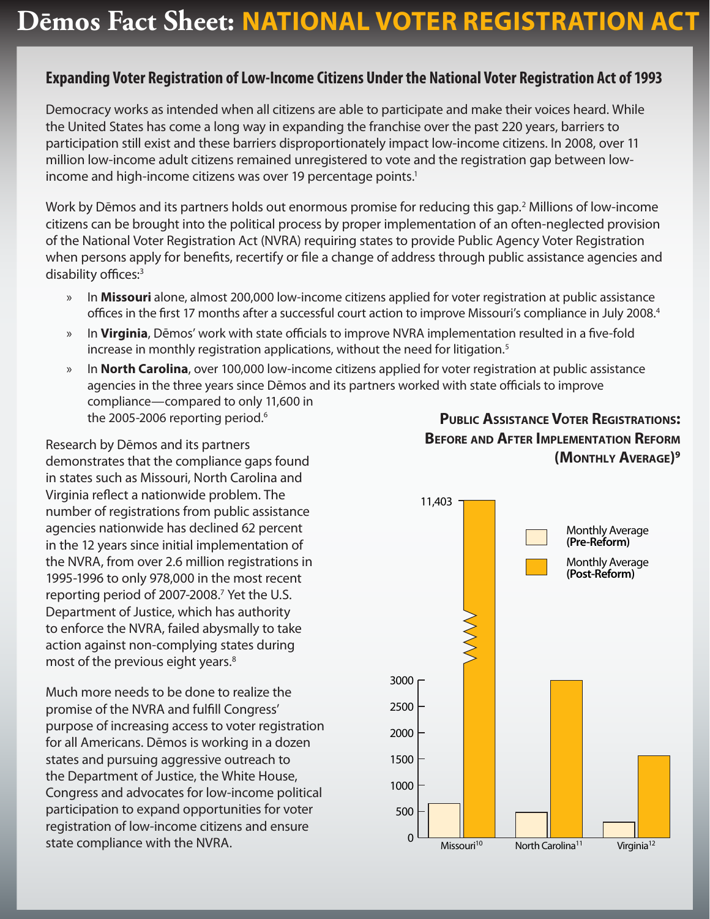# Dēmos Fact Sheet: NATIONAL VOTER REGISTRATION ACT

## Expanding Voter Registration of Low-Income Citizens Under the National Voter Registration Act of 1993

Democracy works as intended when all citizens are able to participate and make their voices heard. While the United States has come a long way in expanding the franchise over the past 220 years, barriers to participation still exist and these barriers disproportionately impact low-income citizens. In 2008, over 11 million low-income adult citizens remained unregistered to vote and the registration gap between low-income and high-income citizens was over 19 percentage points.[1]

Work by Dēmos and its partners holds out enormous promise for reducing this gap.[2] Millions of low-income citizens can be brought into the political process by proper implementation of an often-neglected provision of the National Voter Registration Act (NVRA) requiring states to provide Public Agency Voter Registration when persons apply for benefits, recertify or file a change of address through public assistance agencies and disability offices:[3]

- In **Missouri** alone, almost 200,000 low-income citizens applied for voter registration at public assistance offices in the first 17 months after a successful court action to improve Missouri's compliance in July 2008.[4]
- In **Virginia**, Dēmos' work with state officials to improve NVRA implementation resulted in a five-fold increase in monthly registration applications, without the need for litigation.[5]
- In **North Carolina**, over 100,000 low-income citizens applied for voter registration at public assistance agencies in the three years since Dēmos and its partners worked with state officials to improve compliance—compared to only 11,600 in the 2005-2006 reporting period.[6]

Research by Dēmos and its partners demonstrates that the compliance gaps found in states such as Missouri, North Carolina and Virginia reflect a nationwide problem. The number of registrations from public assistance agencies nationwide has declined 62 percent in the 12 years since initial implementation of the NVRA, from over 2.6 million registrations in 1995-1996 to only 978,000 in the most recent reporting period of 2007-2008.[7] Yet the U.S. Department of Justice, which has authority to enforce the NVRA, failed abysmally to take action against non-complying states during most of the previous eight years.[8]

Much more needs to be done to realize the promise of the NVRA and fulfill Congress' purpose of increasing access to voter registration for all Americans. Dēmos is working in a dozen states and pursuing aggressive outreach to the Department of Justice, the White House, Congress and advocates for low-income political participation to expand opportunities for voter registration of low-income citizens and ensure state compliance with the NVRA.

**Public Assistance Voter Registrations: Before and After Implementation Reform (Monthly Average)[9]**

| State | Monthly Average (Pre-Reform) | Monthly Average (Post-Reform) |
|---|---|---|
| Missouri[10] | ~650 | 11,403 |
| North Carolina[11] | ~480 | ~3,000 |
| Virginia[12] | ~300 | ~1,550 |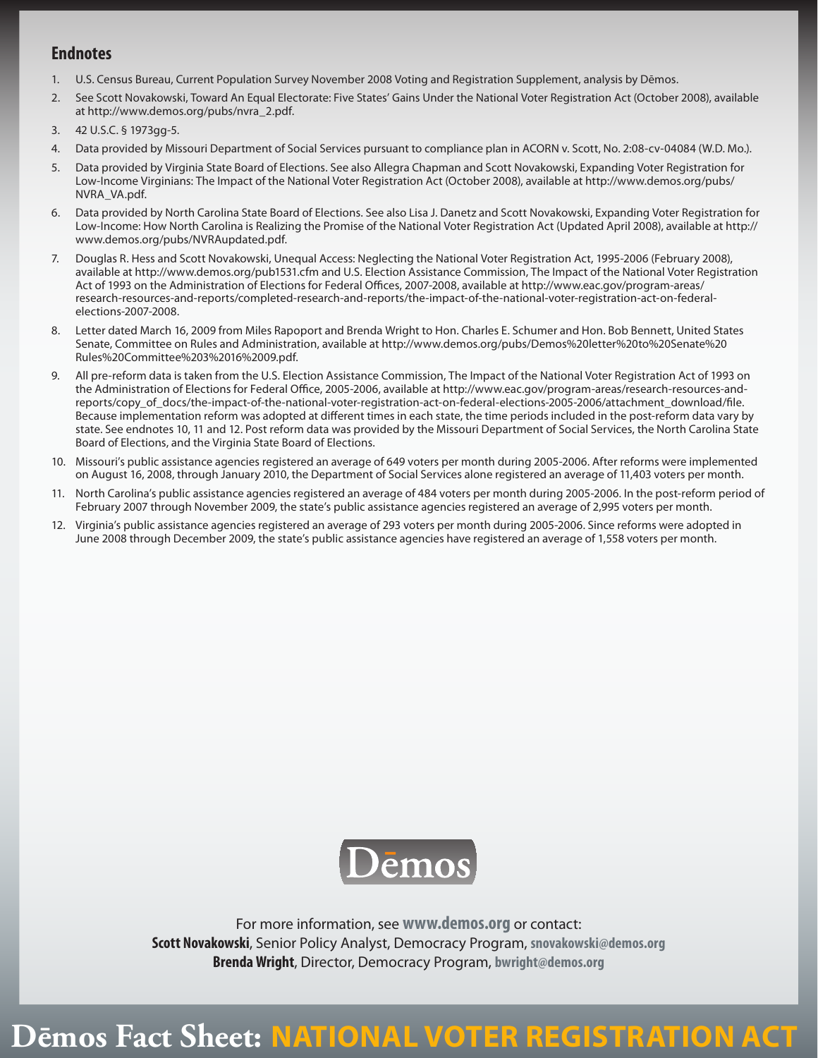## Endnotes

1. U.S. Census Bureau, Current Population Survey November 2008 Voting and Registration Supplement, analysis by Dēmos.
2. See Scott Novakowski, Toward An Equal Electorate: Five States' Gains Under the National Voter Registration Act (October 2008), available at http://www.demos.org/pubs/nvra_2.pdf.
3. 42 U.S.C. § 1973gg-5.
4. Data provided by Missouri Department of Social Services pursuant to compliance plan in ACORN v. Scott, No. 2:08-cv-04084 (W.D. Mo.).
5. Data provided by Virginia State Board of Elections. See also Allegra Chapman and Scott Novakowski, Expanding Voter Registration for Low-Income Virginians: The Impact of the National Voter Registration Act (October 2008), available at http://www.demos.org/pubs/NVRA_VA.pdf.
6. Data provided by North Carolina State Board of Elections. See also Lisa J. Danetz and Scott Novakowski, Expanding Voter Registration for Low-Income: How North Carolina is Realizing the Promise of the National Voter Registration Act (Updated April 2008), available at http://www.demos.org/pubs/NVRAupdated.pdf.
7. Douglas R. Hess and Scott Novakowski, Unequal Access: Neglecting the National Voter Registration Act, 1995-2006 (February 2008), available at http://www.demos.org/pub1531.cfm and U.S. Election Assistance Commission, The Impact of the National Voter Registration Act of 1993 on the Administration of Elections for Federal Offices, 2007-2008, available at http://www.eac.gov/program-areas/research-resources-and-reports/completed-research-and-reports/the-impact-of-the-national-voter-registration-act-on-federal-elections-2007-2008.
8. Letter dated March 16, 2009 from Miles Rapoport and Brenda Wright to Hon. Charles E. Schumer and Hon. Bob Bennett, United States Senate, Committee on Rules and Administration, available at http://www.demos.org/pubs/Demos%20letter%20to%20Senate%20Rules%20Committee%203%2016%2009.pdf.
9. All pre-reform data is taken from the U.S. Election Assistance Commission, The Impact of the National Voter Registration Act of 1993 on the Administration of Elections for Federal Office, 2005-2006, available at http://www.eac.gov/program-areas/research-resources-and-reports/copy_of_docs/the-impact-of-the-national-voter-registration-act-on-federal-elections-2005-2006/attachment_download/file. Because implementation reform was adopted at different times in each state, the time periods included in the post-reform data vary by state. See endnotes 10, 11 and 12. Post reform data was provided by the Missouri Department of Social Services, the North Carolina State Board of Elections, and the Virginia State Board of Elections.
10. Missouri's public assistance agencies registered an average of 649 voters per month during 2005-2006. After reforms were implemented on August 16, 2008, through January 2010, the Department of Social Services alone registered an average of 11,403 voters per month.
11. North Carolina's public assistance agencies registered an average of 484 voters per month during 2005-2006. In the post-reform period of February 2007 through November 2009, the state's public assistance agencies registered an average of 2,995 voters per month.
12. Virginia's public assistance agencies registered an average of 293 voters per month during 2005-2006. Since reforms were adopted in June 2008 through December 2009, the state's public assistance agencies have registered an average of 1,558 voters per month.

Dēmos

For more information, see **www.demos.org** or contact:
**Scott Novakowski**, Senior Policy Analyst, Democracy Program, **snovakowski@demos.org**
**Brenda Wright**, Director, Democracy Program, **bwright@demos.org**

**Dēmos Fact Sheet: NATIONAL VOTER REGISTRATION ACT**